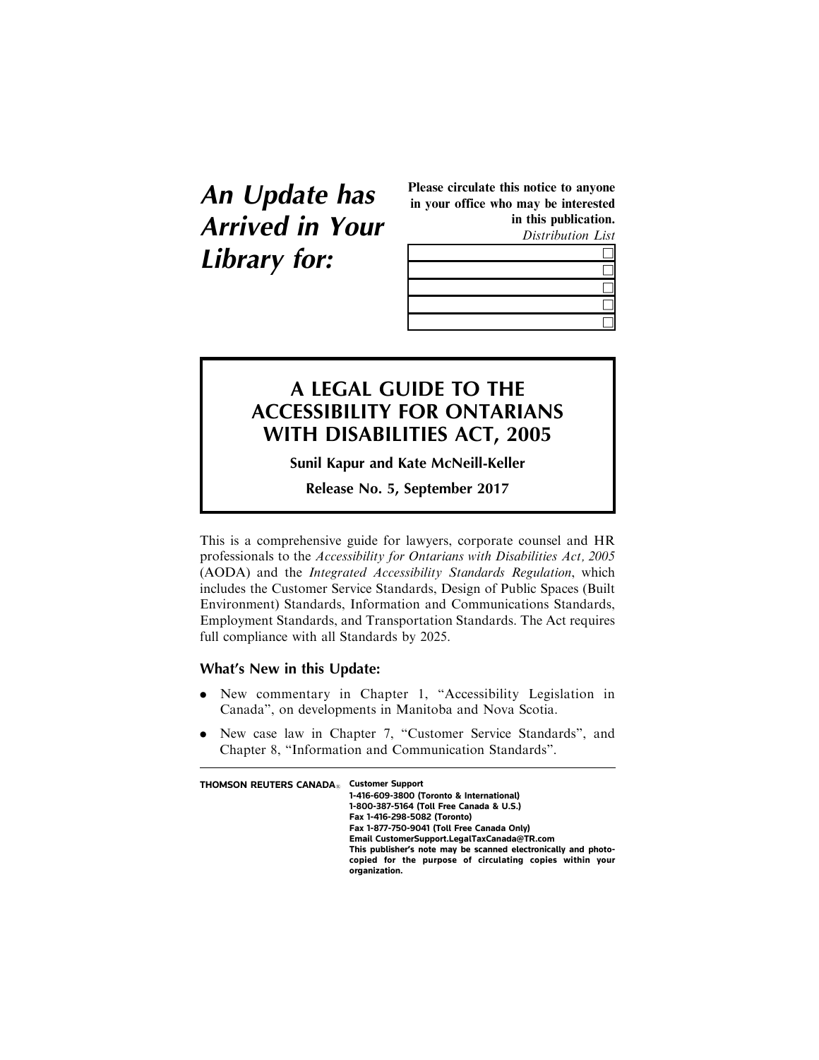# *An Update has Arrived in Your Library for:*

**Please circulate this notice to anyone in your office who may be interested in this publication.**

*Distribution List*

| |
|---|
| ☐ |
| ☐ |
| ☐ |
| ☐ |
| ☐ |

## A LEGAL GUIDE TO THE ACCESSIBILITY FOR ONTARIANS WITH DISABILITIES ACT, 2005

**Sunil Kapur and Kate McNeill-Keller**

**Release No. 5, September 2017**

This is a comprehensive guide for lawyers, corporate counsel and HR professionals to the *Accessibility for Ontarians with Disabilities Act, 2005* (AODA) and the *Integrated Accessibility Standards Regulation*, which includes the Customer Service Standards, Design of Public Spaces (Built Environment) Standards, Information and Communications Standards, Employment Standards, and Transportation Standards. The Act requires full compliance with all Standards by 2025.

### What's New in this Update:

- New commentary in Chapter 1, "Accessibility Legislation in Canada", on developments in Manitoba and Nova Scotia.
- New case law in Chapter 7, "Customer Service Standards", and Chapter 8, "Information and Communication Standards".

---

**THOMSON REUTERS CANADA®**

**Customer Support**
**1-416-609-3800 (Toronto & International)**
**1-800-387-5164 (Toll Free Canada & U.S.)**
**Fax 1-416-298-5082 (Toronto)**
**Fax 1-877-750-9041 (Toll Free Canada Only)**
**Email CustomerSupport.LegalTaxCanada@TR.com**
**This publisher's note may be scanned electronically and photocopied for the purpose of circulating copies within your organization.**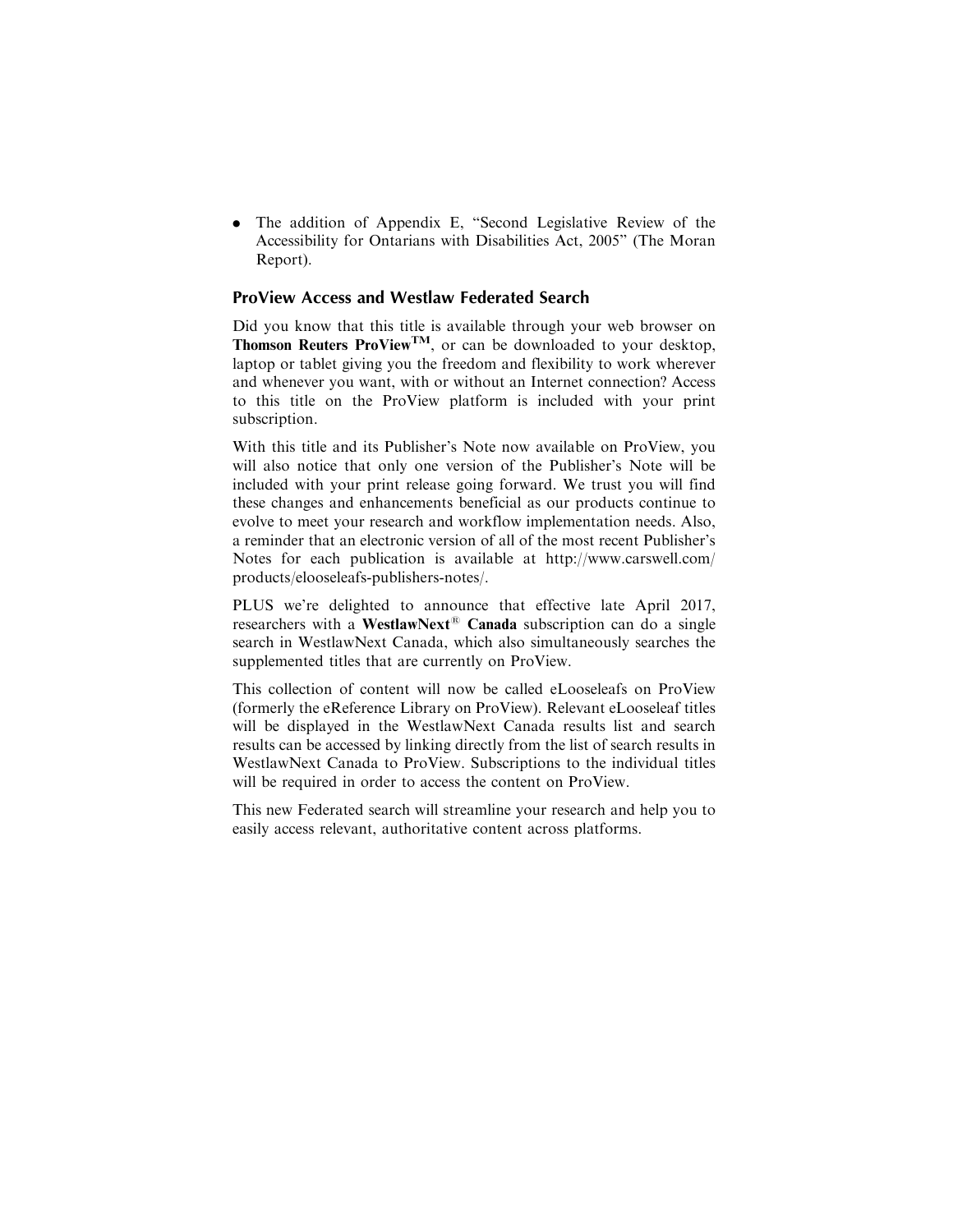- The addition of Appendix E, "Second Legislative Review of the Accessibility for Ontarians with Disabilities Act, 2005" (The Moran Report).

## ProView Access and Westlaw Federated Search

Did you know that this title is available through your web browser on **Thomson Reuters ProView™**, or can be downloaded to your desktop, laptop or tablet giving you the freedom and flexibility to work wherever and whenever you want, with or without an Internet connection? Access to this title on the ProView platform is included with your print subscription.

With this title and its Publisher's Note now available on ProView, you will also notice that only one version of the Publisher's Note will be included with your print release going forward. We trust you will find these changes and enhancements beneficial as our products continue to evolve to meet your research and workflow implementation needs. Also, a reminder that an electronic version of all of the most recent Publisher's Notes for each publication is available at http://www.carswell.com/products/elooseleafs-publishers-notes/.

PLUS we're delighted to announce that effective late April 2017, researchers with a **WestlawNext® Canada** subscription can do a single search in WestlawNext Canada, which also simultaneously searches the supplemented titles that are currently on ProView.

This collection of content will now be called eLooseleafs on ProView (formerly the eReference Library on ProView). Relevant eLooseleaf titles will be displayed in the WestlawNext Canada results list and search results can be accessed by linking directly from the list of search results in WestlawNext Canada to ProView. Subscriptions to the individual titles will be required in order to access the content on ProView.

This new Federated search will streamline your research and help you to easily access relevant, authoritative content across platforms.